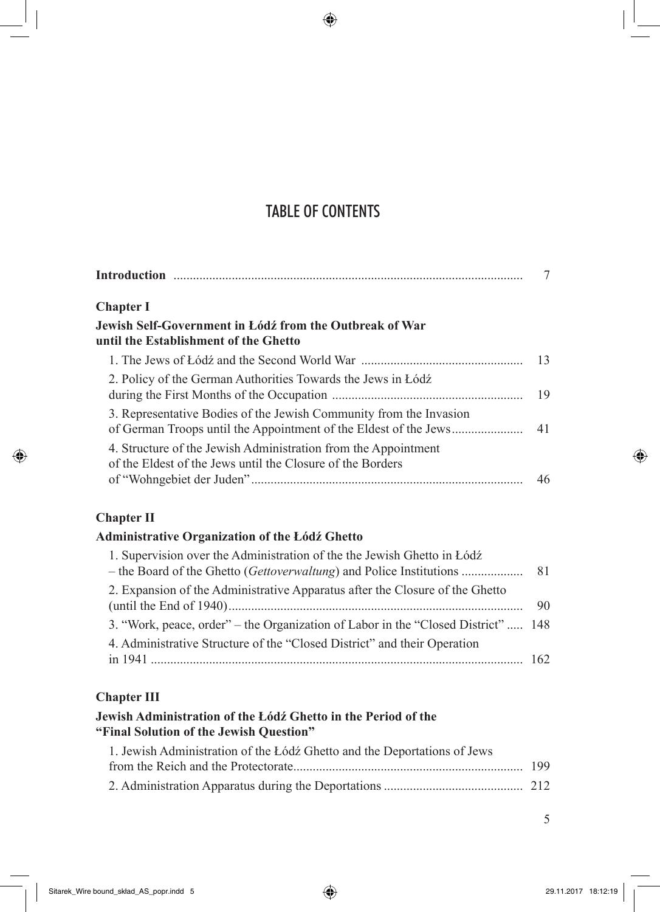# TABLE OF CONTENTS

**Introduction** ........ 7

**Chapter I**

**Jewish Self-Government in Łódź from the Outbreak of War until the Establishment of the Ghetto**

1. The Jews of Łódź and the Second World War ........ 13
2. Policy of the German Authorities Towards the Jews in Łódź during the First Months of the Occupation ........ 19
3. Representative Bodies of the Jewish Community from the Invasion of German Troops until the Appointment of the Eldest of the Jews ........ 41
4. Structure of the Jewish Administration from the Appointment of the Eldest of the Jews until the Closure of the Borders of "Wohngebiet der Juden" ........ 46

**Chapter II**

**Administrative Organization of the Łódź Ghetto**

1. Supervision over the Administration of the the Jewish Ghetto in Łódź – the Board of the Ghetto (*Gettoverwaltung*) and Police Institutions ........ 81
2. Expansion of the Administrative Apparatus after the Closure of the Ghetto (until the End of 1940) ........ 90
3. "Work, peace, order" – the Organization of Labor in the "Closed District" ........ 148
4. Administrative Structure of the "Closed District" and their Operation in 1941 ........ 162

**Chapter III**

**Jewish Administration of the Łódź Ghetto in the Period of the "Final Solution of the Jewish Question"**

1. Jewish Administration of the Łódź Ghetto and the Deportations of Jews from the Reich and the Protectorate ........ 199
2. Administration Apparatus during the Deportations ........ 212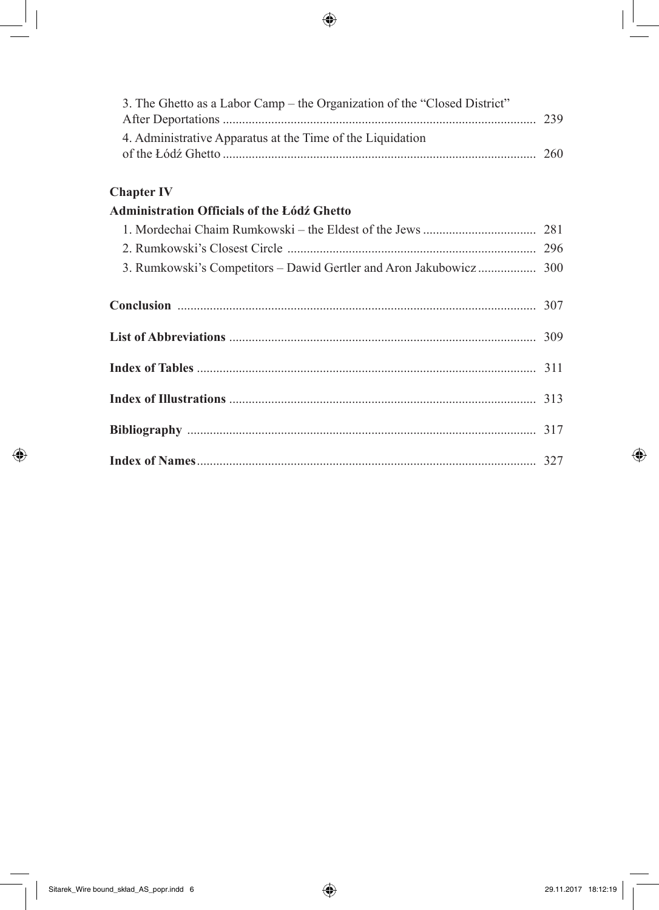3. The Ghetto as a Labor Camp – the Organization of the "Closed District" After Deportations ................................................................................................ 239

4. Administrative Apparatus at the Time of the Liquidation of the Łódź Ghetto ................................................................................................ 260

**Chapter IV**

**Administration Officials of the Łódź Ghetto**

1. Mordechai Chaim Rumkowski – the Eldest of the Jews .................................. 281

2. Rumkowski's Closest Circle ............................................................................ 296

3. Rumkowski's Competitors – Dawid Gertler and Aron Jakubowicz ................. 300

**Conclusion** ................................................................................................ 307

**List of Abbreviations** .............................................................................. 309

**Index of Tables** ........................................................................................ 311

**Index of Illustrations** .............................................................................. 313

**Bibliography** ............................................................................................ 317

**Index of Names** ........................................................................................ 327